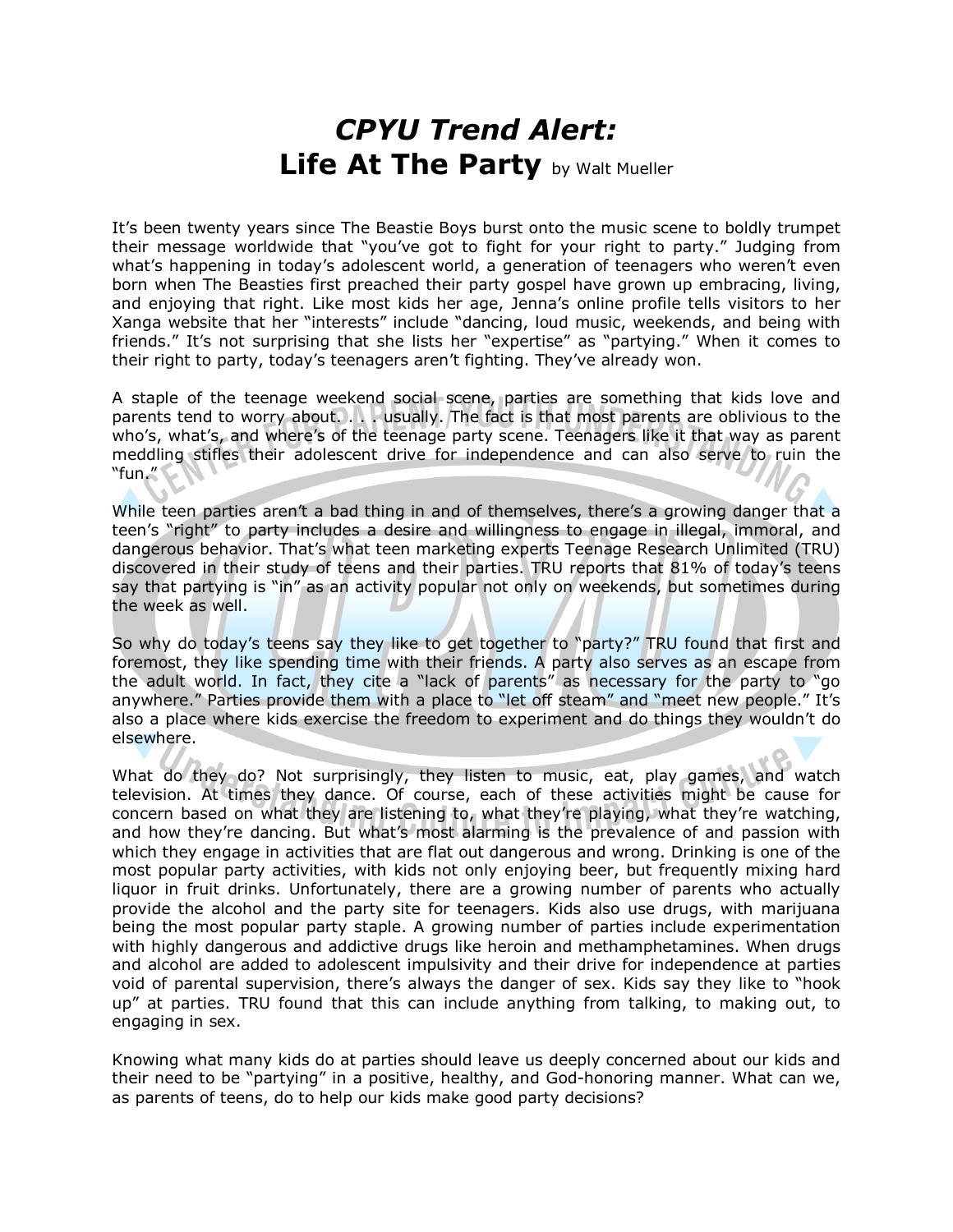# *CPYU Trend Alert:* Life At The Party

by Walt Mueller

It's been twenty years since The Beastie Boys burst onto the music scene to boldly trumpet their message worldwide that "you've got to fight for your right to party." Judging from what's happening in today's adolescent world, a generation of teenagers who weren't even born when The Beasties first preached their party gospel have grown up embracing, living, and enjoying that right. Like most kids her age, Jenna's online profile tells visitors to her Xanga website that her "interests" include "dancing, loud music, weekends, and being with friends." It's not surprising that she lists her "expertise" as "partying." When it comes to their right to party, today's teenagers aren't fighting. They've already won.

A staple of the teenage weekend social scene, parties are something that kids love and parents tend to worry about. . . . usually. The fact is that most parents are oblivious to the who's, what's, and where's of the teenage party scene. Teenagers like it that way as parent meddling stifles their adolescent drive for independence and can also serve to ruin the "fun."

While teen parties aren't a bad thing in and of themselves, there's a growing danger that a teen's "right" to party includes a desire and willingness to engage in illegal, immoral, and dangerous behavior. That's what teen marketing experts Teenage Research Unlimited (TRU) discovered in their study of teens and their parties. TRU reports that 81% of today's teens say that partying is "in" as an activity popular not only on weekends, but sometimes during the week as well.

So why do today's teens say they like to get together to "party?" TRU found that first and foremost, they like spending time with their friends. A party also serves as an escape from the adult world. In fact, they cite a "lack of parents" as necessary for the party to "go anywhere." Parties provide them with a place to "let off steam" and "meet new people." It's also a place where kids exercise the freedom to experiment and do things they wouldn't do elsewhere.

What do they do? Not surprisingly, they listen to music, eat, play games, and watch television. At times they dance. Of course, each of these activities might be cause for concern based on what they are listening to, what they're playing, what they're watching, and how they're dancing. But what's most alarming is the prevalence of and passion with which they engage in activities that are flat out dangerous and wrong. Drinking is one of the most popular party activities, with kids not only enjoying beer, but frequently mixing hard liquor in fruit drinks. Unfortunately, there are a growing number of parents who actually provide the alcohol and the party site for teenagers. Kids also use drugs, with marijuana being the most popular party staple. A growing number of parties include experimentation with highly dangerous and addictive drugs like heroin and methamphetamines. When drugs and alcohol are added to adolescent impulsivity and their drive for independence at parties void of parental supervision, there's always the danger of sex. Kids say they like to "hook up" at parties. TRU found that this can include anything from talking, to making out, to engaging in sex.

Knowing what many kids do at parties should leave us deeply concerned about our kids and their need to be "partying" in a positive, healthy, and God-honoring manner. What can we, as parents of teens, do to help our kids make good party decisions?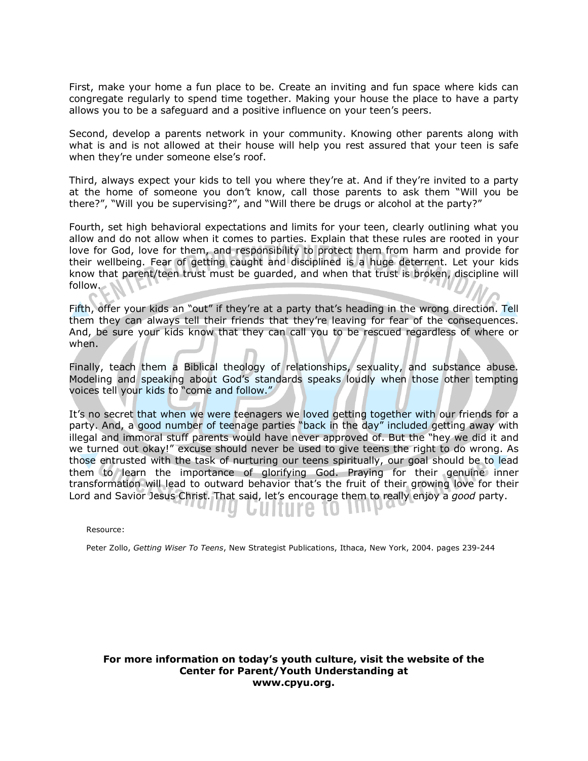First, make your home a fun place to be. Create an inviting and fun space where kids can congregate regularly to spend time together. Making your house the place to have a party allows you to be a safeguard and a positive influence on your teen's peers.

Second, develop a parents network in your community. Knowing other parents along with what is and is not allowed at their house will help you rest assured that your teen is safe when they're under someone else's roof.

Third, always expect your kids to tell you where they're at. And if they're invited to a party at the home of someone you don't know, call those parents to ask them "Will you be there?", "Will you be supervising?", and "Will there be drugs or alcohol at the party?"

Fourth, set high behavioral expectations and limits for your teen, clearly outlining what you allow and do not allow when it comes to parties. Explain that these rules are rooted in your love for God, love for them, and responsibility to protect them from harm and provide for their wellbeing. Fear of getting caught and disciplined is a huge deterrent. Let your kids know that parent/teen trust must be guarded, and when that trust is broken, discipline will follow.

Fifth, offer your kids an "out" if they're at a party that's heading in the wrong direction. Tell them they can always tell their friends that they're leaving for fear of the consequences. And, be sure your kids know that they can call you to be rescued regardless of where or when.

Finally, teach them a Biblical theology of relationships, sexuality, and substance abuse. Modeling and speaking about God's standards speaks loudly when those other tempting voices tell your kids to "come and follow."

It's no secret that when we were teenagers we loved getting together with our friends for a party. And, a good number of teenage parties "back in the day" included getting away with illegal and immoral stuff parents would have never approved of. But the "hey we did it and we turned out okay!" excuse should never be used to give teens the right to do wrong. As those entrusted with the task of nurturing our teens spiritually, our goal should be to lead them to learn the importance of glorifying God. Praying for their genuine inner transformation will lead to outward behavior that's the fruit of their growing love for their Lord and Savior Jesus Christ. That said, let's encourage them to really enjoy a *good* party.

Resource:

Peter Zollo, *Getting Wiser To Teens*, New Strategist Publications, Ithaca, New York, 2004. pages 239-244

**For more information on today's youth culture, visit the website of the Center for Parent/Youth Understanding at www.cpyu.org.**